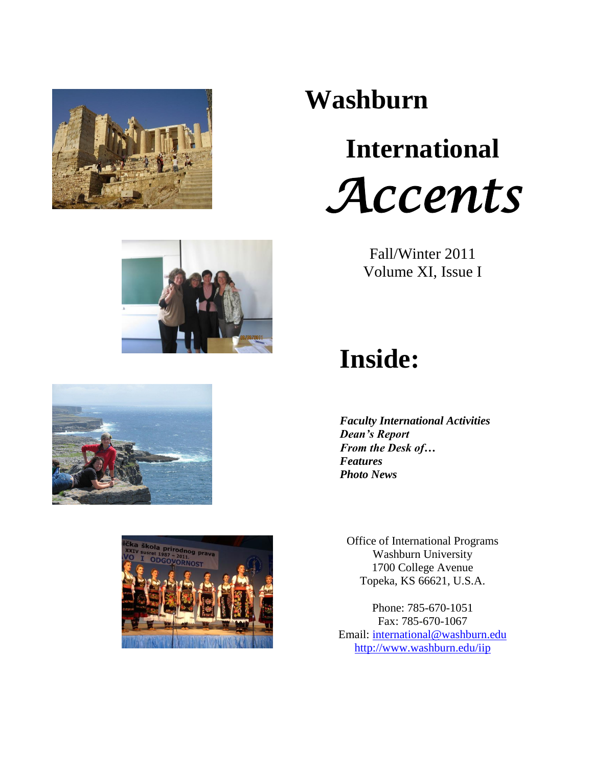# Washburn

# International *Accents*

Fall/Winter 2011
Volume XI, Issue I

## Inside:

***Faculty International Activities***
***Dean's Report***
***From the Desk of…***
***Features***
***Photo News***

Office of International Programs
Washburn University
1700 College Avenue
Topeka, KS 66621, U.S.A.

Phone: 785-670-1051
Fax: 785-670-1067
Email: international@washburn.edu
http://www.washburn.edu/iip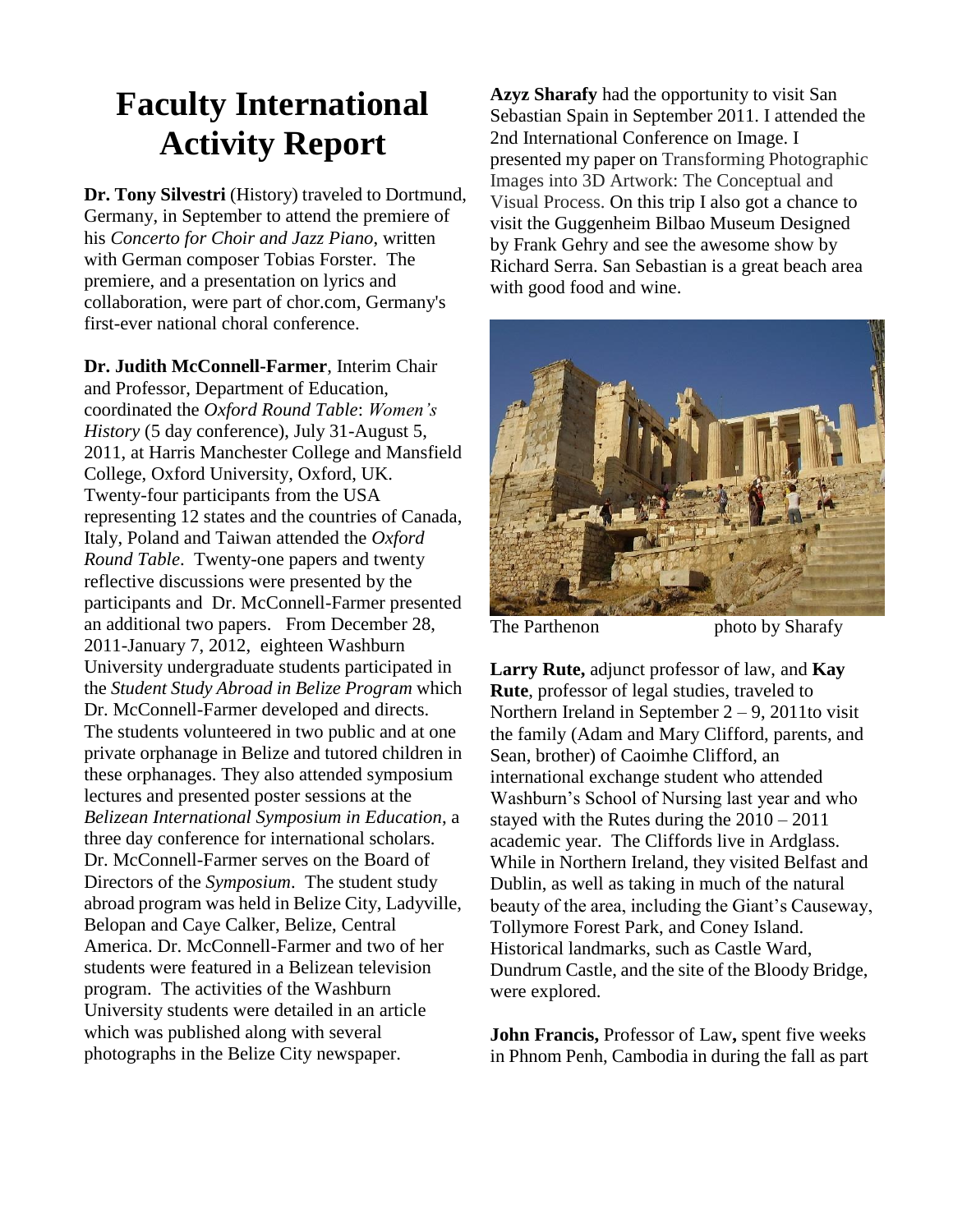# Faculty International Activity Report

**Dr. Tony Silvestri** (History) traveled to Dortmund, Germany, in September to attend the premiere of his *Concerto for Choir and Jazz Piano*, written with German composer Tobias Forster. The premiere, and a presentation on lyrics and collaboration, were part of chor.com, Germany's first-ever national choral conference.

**Dr. Judith McConnell-Farmer**, Interim Chair and Professor, Department of Education, coordinated the *Oxford Round Table*: *Women's History* (5 day conference), July 31-August 5, 2011, at Harris Manchester College and Mansfield College, Oxford University, Oxford, UK. Twenty-four participants from the USA representing 12 states and the countries of Canada, Italy, Poland and Taiwan attended the *Oxford Round Table*. Twenty-one papers and twenty reflective discussions were presented by the participants and Dr. McConnell-Farmer presented an additional two papers. From December 28, 2011-January 7, 2012, eighteen Washburn University undergraduate students participated in the *Student Study Abroad in Belize Program* which Dr. McConnell-Farmer developed and directs. The students volunteered in two public and at one private orphanage in Belize and tutored children in these orphanages. They also attended symposium lectures and presented poster sessions at the *Belizean International Symposium in Education*, a three day conference for international scholars. Dr. McConnell-Farmer serves on the Board of Directors of the *Symposium*. The student study abroad program was held in Belize City, Ladyville, Belopan and Caye Calker, Belize, Central America. Dr. McConnell-Farmer and two of her students were featured in a Belizean television program. The activities of the Washburn University students were detailed in an article which was published along with several photographs in the Belize City newspaper.

**Azyz Sharafy** had the opportunity to visit San Sebastian Spain in September 2011. I attended the 2nd International Conference on Image. I presented my paper on Transforming Photographic Images into 3D Artwork: The Conceptual and Visual Process. On this trip I also got a chance to visit the Guggenheim Bilbao Museum Designed by Frank Gehry and see the awesome show by Richard Serra. San Sebastian is a great beach area with good food and wine.

The Parthenon photo by Sharafy

**Larry Rute,** adjunct professor of law, and **Kay Rute**, professor of legal studies, traveled to Northern Ireland in September 2 – 9, 2011to visit the family (Adam and Mary Clifford, parents, and Sean, brother) of Caoimhe Clifford, an international exchange student who attended Washburn's School of Nursing last year and who stayed with the Rutes during the 2010 – 2011 academic year. The Cliffords live in Ardglass. While in Northern Ireland, they visited Belfast and Dublin, as well as taking in much of the natural beauty of the area, including the Giant's Causeway, Tollymore Forest Park, and Coney Island. Historical landmarks, such as Castle Ward, Dundrum Castle, and the site of the Bloody Bridge, were explored.

**John Francis,** Professor of Law**,** spent five weeks in Phnom Penh, Cambodia in during the fall as part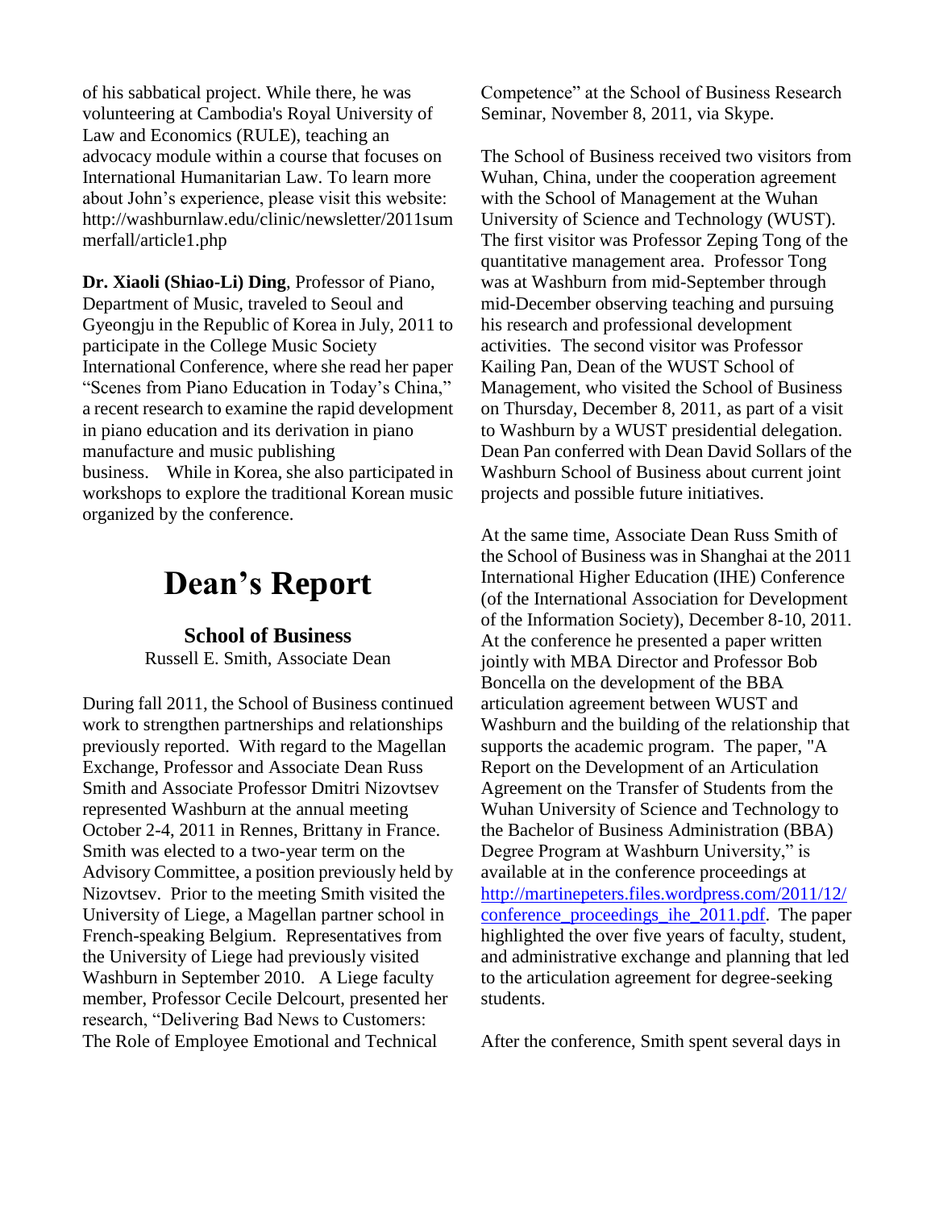of his sabbatical project. While there, he was volunteering at Cambodia's Royal University of Law and Economics (RULE), teaching an advocacy module within a course that focuses on International Humanitarian Law. To learn more about John's experience, please visit this website: http://washburnlaw.edu/clinic/newsletter/2011summerfall/article1.php

**Dr. Xiaoli (Shiao-Li) Ding**, Professor of Piano, Department of Music, traveled to Seoul and Gyeongju in the Republic of Korea in July, 2011 to participate in the College Music Society International Conference, where she read her paper "Scenes from Piano Education in Today's China," a recent research to examine the rapid development in piano education and its derivation in piano manufacture and music publishing business. While in Korea, she also participated in workshops to explore the traditional Korean music organized by the conference.

# Dean's Report

### School of Business

Russell E. Smith, Associate Dean

During fall 2011, the School of Business continued work to strengthen partnerships and relationships previously reported. With regard to the Magellan Exchange, Professor and Associate Dean Russ Smith and Associate Professor Dmitri Nizovtsev represented Washburn at the annual meeting October 2-4, 2011 in Rennes, Brittany in France. Smith was elected to a two-year term on the Advisory Committee, a position previously held by Nizovtsev. Prior to the meeting Smith visited the University of Liege, a Magellan partner school in French-speaking Belgium. Representatives from the University of Liege had previously visited Washburn in September 2010. A Liege faculty member, Professor Cecile Delcourt, presented her research, "Delivering Bad News to Customers: The Role of Employee Emotional and Technical Competence" at the School of Business Research Seminar, November 8, 2011, via Skype.

The School of Business received two visitors from Wuhan, China, under the cooperation agreement with the School of Management at the Wuhan University of Science and Technology (WUST). The first visitor was Professor Zeping Tong of the quantitative management area. Professor Tong was at Washburn from mid-September through mid-December observing teaching and pursuing his research and professional development activities. The second visitor was Professor Kailing Pan, Dean of the WUST School of Management, who visited the School of Business on Thursday, December 8, 2011, as part of a visit to Washburn by a WUST presidential delegation. Dean Pan conferred with Dean David Sollars of the Washburn School of Business about current joint projects and possible future initiatives.

At the same time, Associate Dean Russ Smith of the School of Business was in Shanghai at the 2011 International Higher Education (IHE) Conference (of the International Association for Development of the Information Society), December 8-10, 2011. At the conference he presented a paper written jointly with MBA Director and Professor Bob Boncella on the development of the BBA articulation agreement between WUST and Washburn and the building of the relationship that supports the academic program. The paper, "A Report on the Development of an Articulation Agreement on the Transfer of Students from the Wuhan University of Science and Technology to the Bachelor of Business Administration (BBA) Degree Program at Washburn University," is available at in the conference proceedings at [http://martinepeters.files.wordpress.com/2011/12/conference_proceedings_ihe_2011.pdf](http://martinepeters.files.wordpress.com/2011/12/conference_proceedings_ihe_2011.pdf). The paper highlighted the over five years of faculty, student, and administrative exchange and planning that led to the articulation agreement for degree-seeking students.

After the conference, Smith spent several days in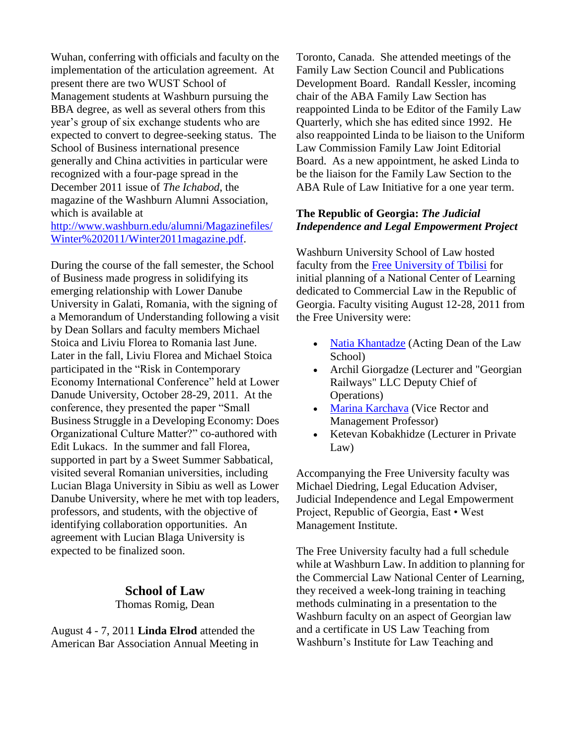Wuhan, conferring with officials and faculty on the implementation of the articulation agreement. At present there are two WUST School of Management students at Washburn pursuing the BBA degree, as well as several others from this year's group of six exchange students who are expected to convert to degree-seeking status. The School of Business international presence generally and China activities in particular were recognized with a four-page spread in the December 2011 issue of *The Ichabod*, the magazine of the Washburn Alumni Association, which is available at [http://www.washburn.edu/alumni/Magazinefiles/Winter%202011/Winter2011magazine.pdf](http://www.washburn.edu/alumni/Magazinefiles/Winter%202011/Winter2011magazine.pdf).

During the course of the fall semester, the School of Business made progress in solidifying its emerging relationship with Lower Danube University in Galati, Romania, with the signing of a Memorandum of Understanding following a visit by Dean Sollars and faculty members Michael Stoica and Liviu Florea to Romania last June. Later in the fall, Liviu Florea and Michael Stoica participated in the "Risk in Contemporary Economy International Conference" held at Lower Danude University, October 28-29, 2011. At the conference, they presented the paper "Small Business Struggle in a Developing Economy: Does Organizational Culture Matter?" co-authored with Edit Lukacs. In the summer and fall Florea, supported in part by a Sweet Summer Sabbatical, visited several Romanian universities, including Lucian Blaga University in Sibiu as well as Lower Danube University, where he met with top leaders, professors, and students, with the objective of identifying collaboration opportunities. An agreement with Lucian Blaga University is expected to be finalized soon.

## School of Law

Thomas Romig, Dean

August 4 - 7, 2011 **Linda Elrod** attended the American Bar Association Annual Meeting in Toronto, Canada. She attended meetings of the Family Law Section Council and Publications Development Board. Randall Kessler, incoming chair of the ABA Family Law Section has reappointed Linda to be Editor of the Family Law Quarterly, which she has edited since 1992. He also reappointed Linda to be liaison to the Uniform Law Commission Family Law Joint Editorial Board. As a new appointment, he asked Linda to be the liaison for the Family Law Section to the ABA Rule of Law Initiative for a one year term.

### The Republic of Georgia: *The Judicial Independence and Legal Empowerment Project*

Washburn University School of Law hosted faculty from the Free University of Tbilisi for initial planning of a National Center of Learning dedicated to Commercial Law in the Republic of Georgia. Faculty visiting August 12-28, 2011 from the Free University were:

- Natia Khantadze (Acting Dean of the Law School)
- Archil Giorgadze (Lecturer and "Georgian Railways" LLC Deputy Chief of Operations)
- Marina Karchava (Vice Rector and Management Professor)
- Ketevan Kobakhidze (Lecturer in Private Law)

Accompanying the Free University faculty was Michael Diedring, Legal Education Adviser, Judicial Independence and Legal Empowerment Project, Republic of Georgia, East • West Management Institute.

The Free University faculty had a full schedule while at Washburn Law. In addition to planning for the Commercial Law National Center of Learning, they received a week-long training in teaching methods culminating in a presentation to the Washburn faculty on an aspect of Georgian law and a certificate in US Law Teaching from Washburn's Institute for Law Teaching and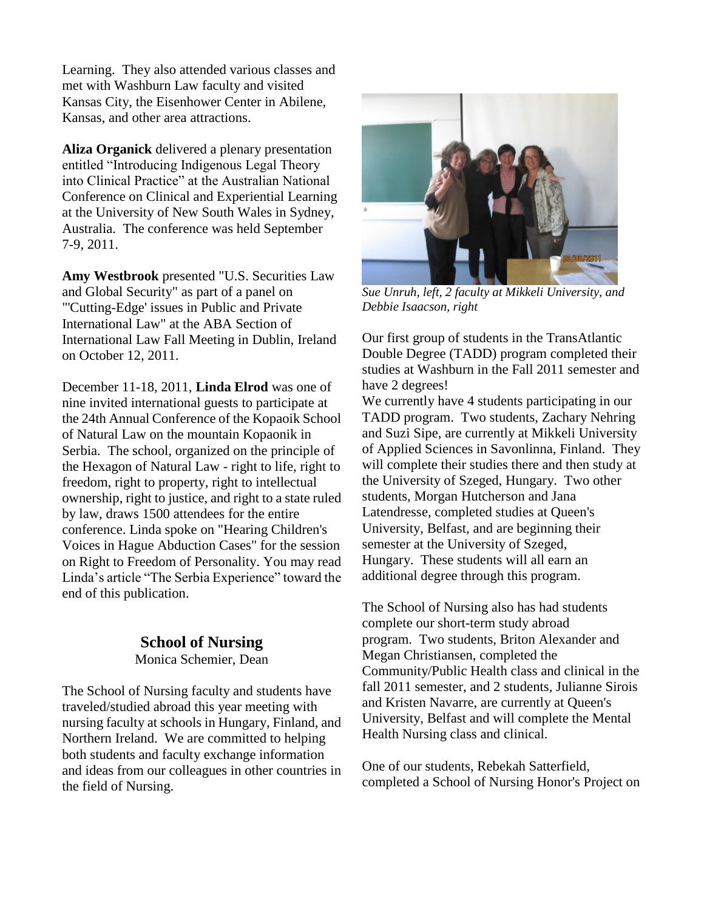Learning. They also attended various classes and met with Washburn Law faculty and visited Kansas City, the Eisenhower Center in Abilene, Kansas, and other area attractions.

**Aliza Organick** delivered a plenary presentation entitled "Introducing Indigenous Legal Theory into Clinical Practice" at the Australian National Conference on Clinical and Experiential Learning at the University of New South Wales in Sydney, Australia. The conference was held September 7-9, 2011.

**Amy Westbrook** presented "U.S. Securities Law and Global Security" as part of a panel on "'Cutting-Edge' issues in Public and Private International Law" at the ABA Section of International Law Fall Meeting in Dublin, Ireland on October 12, 2011.

December 11-18, 2011, **Linda Elrod** was one of nine invited international guests to participate at the 24th Annual Conference of the Kopaoik School of Natural Law on the mountain Kopaonik in Serbia. The school, organized on the principle of the Hexagon of Natural Law - right to life, right to freedom, right to property, right to intellectual ownership, right to justice, and right to a state ruled by law, draws 1500 attendees for the entire conference. Linda spoke on "Hearing Children's Voices in Hague Abduction Cases" for the session on Right to Freedom of Personality. You may read Linda's article "The Serbia Experience" toward the end of this publication.

## School of Nursing

Monica Schemier, Dean

The School of Nursing faculty and students have traveled/studied abroad this year meeting with nursing faculty at schools in Hungary, Finland, and Northern Ireland. We are committed to helping both students and faculty exchange information and ideas from our colleagues in other countries in the field of Nursing.

*Sue Unruh, left, 2 faculty at Mikkeli University, and Debbie Isaacson, right*

Our first group of students in the TransAtlantic Double Degree (TADD) program completed their studies at Washburn in the Fall 2011 semester and have 2 degrees!

We currently have 4 students participating in our TADD program. Two students, Zachary Nehring and Suzi Sipe, are currently at Mikkeli University of Applied Sciences in Savonlinna, Finland. They will complete their studies there and then study at the University of Szeged, Hungary. Two other students, Morgan Hutcherson and Jana Latendresse, completed studies at Queen's University, Belfast, and are beginning their semester at the University of Szeged, Hungary. These students will all earn an additional degree through this program.

The School of Nursing also has had students complete our short-term study abroad program. Two students, Briton Alexander and Megan Christiansen, completed the Community/Public Health class and clinical in the fall 2011 semester, and 2 students, Julianne Sirois and Kristen Navarre, are currently at Queen's University, Belfast and will complete the Mental Health Nursing class and clinical.

One of our students, Rebekah Satterfield, completed a School of Nursing Honor's Project on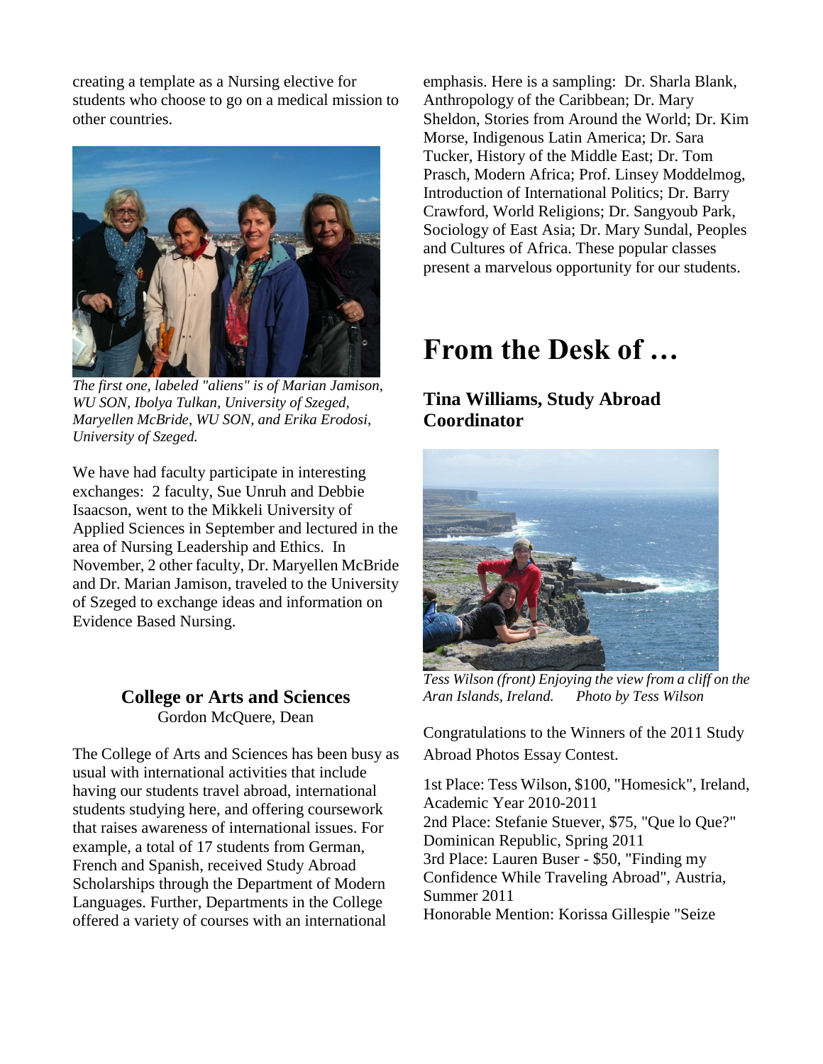creating a template as a Nursing elective for students who choose to go on a medical mission to other countries.

*The first one, labeled "aliens" is of Marian Jamison, WU SON, Ibolya Tulkan, University of Szeged, Maryellen McBride, WU SON, and Erika Erodosi, University of Szeged.*

We have had faculty participate in interesting exchanges: 2 faculty, Sue Unruh and Debbie Isaacson, went to the Mikkeli University of Applied Sciences in September and lectured in the area of Nursing Leadership and Ethics. In November, 2 other faculty, Dr. Maryellen McBride and Dr. Marian Jamison, traveled to the University of Szeged to exchange ideas and information on Evidence Based Nursing.

### College or Arts and Sciences

Gordon McQuere, Dean

The College of Arts and Sciences has been busy as usual with international activities that include having our students travel abroad, international students studying here, and offering coursework that raises awareness of international issues. For example, a total of 17 students from German, French and Spanish, received Study Abroad Scholarships through the Department of Modern Languages. Further, Departments in the College offered a variety of courses with an international emphasis. Here is a sampling: Dr. Sharla Blank, Anthropology of the Caribbean; Dr. Mary Sheldon, Stories from Around the World; Dr. Kim Morse, Indigenous Latin America; Dr. Sara Tucker, History of the Middle East; Dr. Tom Prasch, Modern Africa; Prof. Linsey Moddelmog, Introduction of International Politics; Dr. Barry Crawford, World Religions; Dr. Sangyoub Park, Sociology of East Asia; Dr. Mary Sundal, Peoples and Cultures of Africa. These popular classes present a marvelous opportunity for our students.

# From the Desk of …

### Tina Williams, Study Abroad Coordinator

*Tess Wilson (front) Enjoying the view from a cliff on the Aran Islands, Ireland. Photo by Tess Wilson*

Congratulations to the Winners of the 2011 Study Abroad Photos Essay Contest.

1st Place: Tess Wilson, $100, "Homesick", Ireland, Academic Year 2010-2011
2nd Place: Stefanie Stuever, $75, "Que lo Que?" Dominican Republic, Spring 2011
3rd Place: Lauren Buser - $50, "Finding my Confidence While Traveling Abroad", Austria, Summer 2011
Honorable Mention: Korissa Gillespie "Seize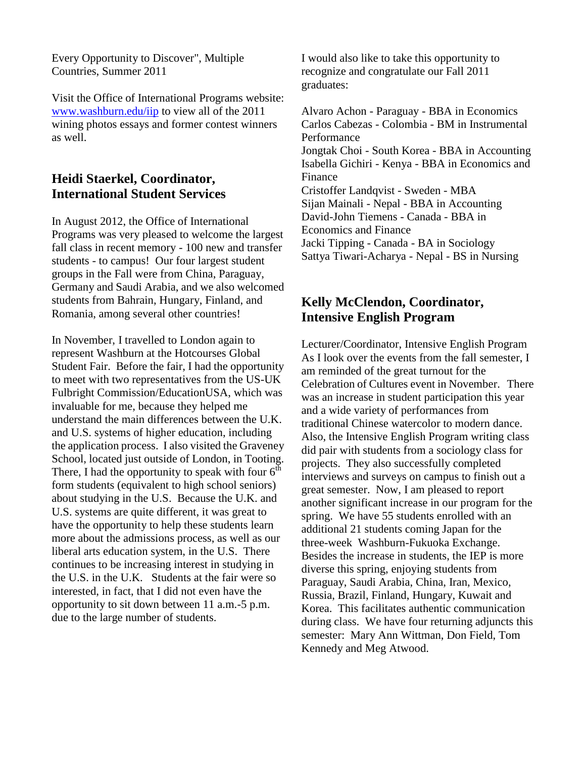Every Opportunity to Discover", Multiple Countries, Summer 2011

Visit the Office of International Programs website: www.washburn.edu/iip to view all of the 2011 wining photos essays and former contest winners as well.

## Heidi Staerkel, Coordinator, International Student Services

In August 2012, the Office of International Programs was very pleased to welcome the largest fall class in recent memory - 100 new and transfer students - to campus! Our four largest student groups in the Fall were from China, Paraguay, Germany and Saudi Arabia, and we also welcomed students from Bahrain, Hungary, Finland, and Romania, among several other countries!

In November, I travelled to London again to represent Washburn at the Hotcourses Global Student Fair. Before the fair, I had the opportunity to meet with two representatives from the US-UK Fulbright Commission/EducationUSA, which was invaluable for me, because they helped me understand the main differences between the U.K. and U.S. systems of higher education, including the application process. I also visited the Graveney School, located just outside of London, in Tooting. There, I had the opportunity to speak with four 6th form students (equivalent to high school seniors) about studying in the U.S. Because the U.K. and U.S. systems are quite different, it was great to have the opportunity to help these students learn more about the admissions process, as well as our liberal arts education system, in the U.S. There continues to be increasing interest in studying in the U.S. in the U.K. Students at the fair were so interested, in fact, that I did not even have the opportunity to sit down between 11 a.m.-5 p.m. due to the large number of students.

I would also like to take this opportunity to recognize and congratulate our Fall 2011 graduates:

Alvaro Achon - Paraguay - BBA in Economics
Carlos Cabezas - Colombia - BM in Instrumental Performance
Jongtak Choi - South Korea - BBA in Accounting
Isabella Gichiri - Kenya - BBA in Economics and Finance
Cristoffer Landqvist - Sweden - MBA
Sijan Mainali - Nepal - BBA in Accounting
David-John Tiemens - Canada - BBA in Economics and Finance
Jacki Tipping - Canada - BA in Sociology
Sattya Tiwari-Acharya - Nepal - BS in Nursing

## Kelly McClendon, Coordinator, Intensive English Program

Lecturer/Coordinator, Intensive English Program
As I look over the events from the fall semester, I am reminded of the great turnout for the Celebration of Cultures event in November. There was an increase in student participation this year and a wide variety of performances from traditional Chinese watercolor to modern dance. Also, the Intensive English Program writing class did pair with students from a sociology class for projects. They also successfully completed interviews and surveys on campus to finish out a great semester. Now, I am pleased to report another significant increase in our program for the spring. We have 55 students enrolled with an additional 21 students coming Japan for the three-week Washburn-Fukuoka Exchange. Besides the increase in students, the IEP is more diverse this spring, enjoying students from Paraguay, Saudi Arabia, China, Iran, Mexico, Russia, Brazil, Finland, Hungary, Kuwait and Korea. This facilitates authentic communication during class. We have four returning adjuncts this semester: Mary Ann Wittman, Don Field, Tom Kennedy and Meg Atwood.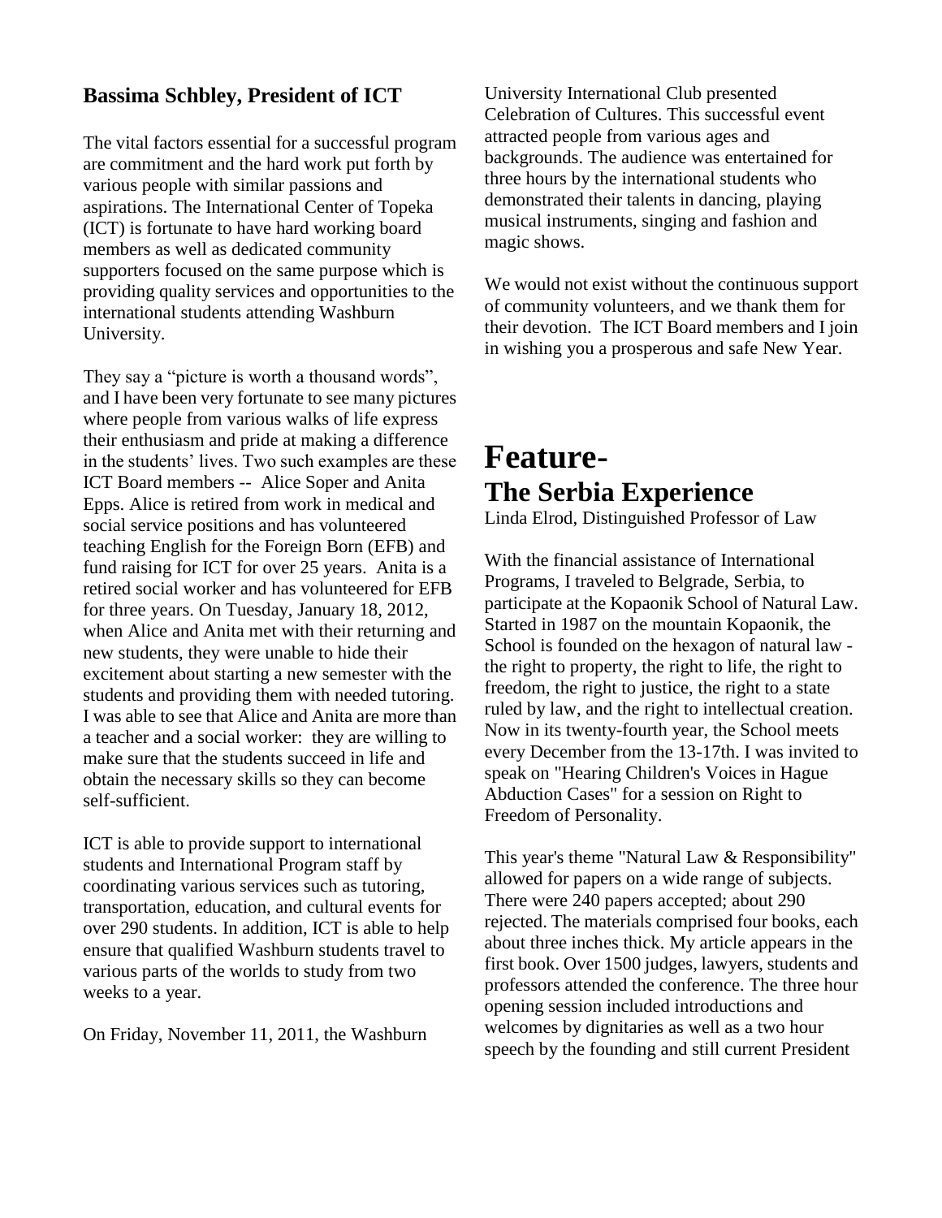### Bassima Schbley, President of ICT

The vital factors essential for a successful program are commitment and the hard work put forth by various people with similar passions and aspirations. The International Center of Topeka (ICT) is fortunate to have hard working board members as well as dedicated community supporters focused on the same purpose which is providing quality services and opportunities to the international students attending Washburn University.

They say a "picture is worth a thousand words", and I have been very fortunate to see many pictures where people from various walks of life express their enthusiasm and pride at making a difference in the students' lives. Two such examples are these ICT Board members -- Alice Soper and Anita Epps. Alice is retired from work in medical and social service positions and has volunteered teaching English for the Foreign Born (EFB) and fund raising for ICT for over 25 years. Anita is a retired social worker and has volunteered for EFB for three years. On Tuesday, January 18, 2012, when Alice and Anita met with their returning and new students, they were unable to hide their excitement about starting a new semester with the students and providing them with needed tutoring. I was able to see that Alice and Anita are more than a teacher and a social worker: they are willing to make sure that the students succeed in life and obtain the necessary skills so they can become self-sufficient.

ICT is able to provide support to international students and International Program staff by coordinating various services such as tutoring, transportation, education, and cultural events for over 290 students. In addition, ICT is able to help ensure that qualified Washburn students travel to various parts of the worlds to study from two weeks to a year.

On Friday, November 11, 2011, the Washburn University International Club presented Celebration of Cultures. This successful event attracted people from various ages and backgrounds. The audience was entertained for three hours by the international students who demonstrated their talents in dancing, playing musical instruments, singing and fashion and magic shows.

We would not exist without the continuous support of community volunteers, and we thank them for their devotion. The ICT Board members and I join in wishing you a prosperous and safe New Year.

# Feature-

## The Serbia Experience

Linda Elrod, Distinguished Professor of Law

With the financial assistance of International Programs, I traveled to Belgrade, Serbia, to participate at the Kopaonik School of Natural Law. Started in 1987 on the mountain Kopaonik, the School is founded on the hexagon of natural law - the right to property, the right to life, the right to freedom, the right to justice, the right to a state ruled by law, and the right to intellectual creation. Now in its twenty-fourth year, the School meets every December from the 13-17th. I was invited to speak on "Hearing Children's Voices in Hague Abduction Cases" for a session on Right to Freedom of Personality.

This year's theme "Natural Law & Responsibility" allowed for papers on a wide range of subjects. There were 240 papers accepted; about 290 rejected. The materials comprised four books, each about three inches thick. My article appears in the first book. Over 1500 judges, lawyers, students and professors attended the conference. The three hour opening session included introductions and welcomes by dignitaries as well as a two hour speech by the founding and still current President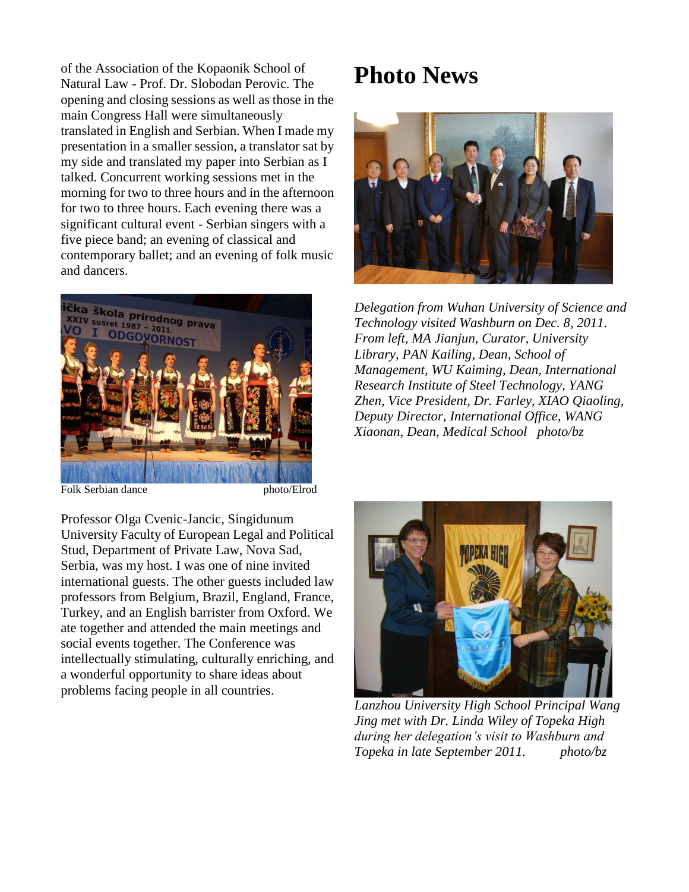of the Association of the Kopaonik School of Natural Law - Prof. Dr. Slobodan Perovic. The opening and closing sessions as well as those in the main Congress Hall were simultaneously translated in English and Serbian. When I made my presentation in a smaller session, a translator sat by my side and translated my paper into Serbian as I talked. Concurrent working sessions met in the morning for two to three hours and in the afternoon for two to three hours. Each evening there was a significant cultural event - Serbian singers with a five piece band; an evening of classical and contemporary ballet; and an evening of folk music and dancers.

Folk Serbian dance photo/Elrod

Professor Olga Cvenic-Jancic, Singidunum University Faculty of European Legal and Political Stud, Department of Private Law, Nova Sad, Serbia, was my host. I was one of nine invited international guests. The other guests included law professors from Belgium, Brazil, England, France, Turkey, and an English barrister from Oxford. We ate together and attended the main meetings and social events together. The Conference was intellectually stimulating, culturally enriching, and a wonderful opportunity to share ideas about problems facing people in all countries.

# Photo News

*Delegation from Wuhan University of Science and Technology visited Washburn on Dec. 8, 2011. From left, MA Jianjun, Curator, University Library, PAN Kailing, Dean, School of Management, WU Kaiming, Dean, International Research Institute of Steel Technology, YANG Zhen, Vice President, Dr. Farley, XIAO Qiaoling, Deputy Director, International Office, WANG Xiaonan, Dean, Medical School photo/bz*

*Lanzhou University High School Principal Wang Jing met with Dr. Linda Wiley of Topeka High during her delegation's visit to Washburn and Topeka in late September 2011. photo/bz*